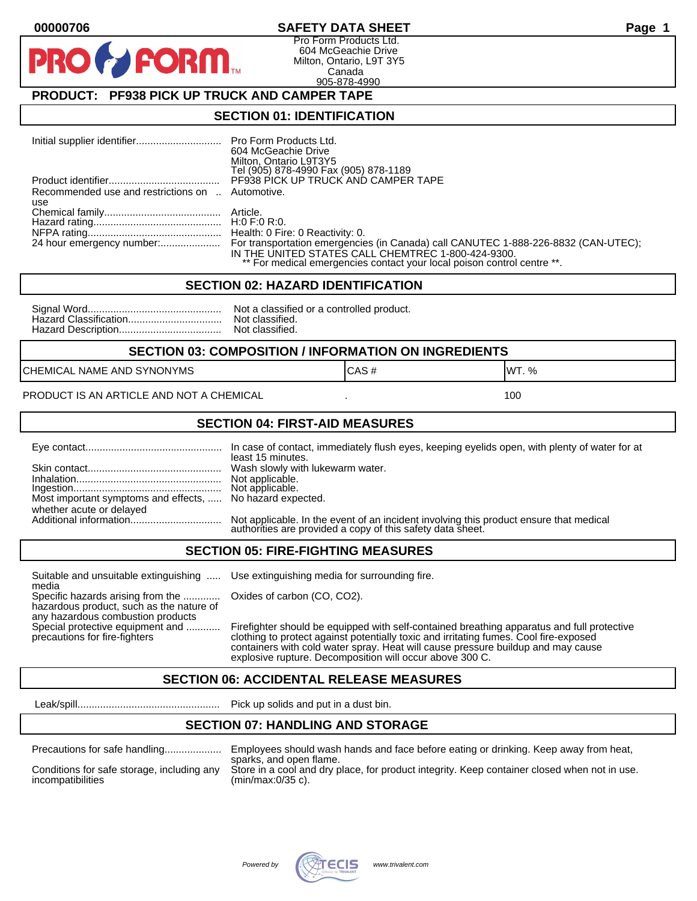00000706 **SAFETY DATA SHEET**

Pro Form Products Ltd.
604 McGeachie Drive
Milton, Ontario, L9T 3Y5
Canada
905-878-4990

## PRODUCT: PF938 PICK UP TRUCK AND CAMPER TAPE

## SECTION 01: IDENTIFICATION

| | |
|---|---|
| Initial supplier identifier | Pro Form Products Ltd.<br>604 McGeachie Drive<br>Milton, Ontario L9T3Y5<br>Tel (905) 878-4990 Fax (905) 878-1189 |
| Product identifier | PF938 PICK UP TRUCK AND CAMPER TAPE |
| Recommended use and restrictions on use | Automotive. |
| Chemical family | Article. |
| Hazard rating | H:0 F:0 R:0. |
| NFPA rating | Health: 0 Fire: 0 Reactivity: 0. |
| 24 hour emergency number | For transportation emergencies (in Canada) call CANUTEC 1-888-226-8832 (CAN-UTEC); IN THE UNITED STATES CALL CHEMTREC 1-800-424-9300.<br>** For medical emergencies contact your local poison control centre **. |

## SECTION 02: HAZARD IDENTIFICATION

| | |
|---|---|
| Signal Word | Not a classified or a controlled product. |
| Hazard Classification | Not classified. |
| Hazard Description | Not classified. |

## SECTION 03: COMPOSITION / INFORMATION ON INGREDIENTS

| CHEMICAL NAME AND SYNONYMS | CAS # | WT. % |
|---|---|---|
| PRODUCT IS AN ARTICLE AND NOT A CHEMICAL | . | 100 |

## SECTION 04: FIRST-AID MEASURES

| | |
|---|---|
| Eye contact | In case of contact, immediately flush eyes, keeping eyelids open, with plenty of water for at least 15 minutes. |
| Skin contact | Wash slowly with lukewarm water. |
| Inhalation | Not applicable. |
| Ingestion | Not applicable. |
| Most important symptoms and effects, whether acute or delayed | No hazard expected. |
| Additional information | Not applicable. In the event of an incident involving this product ensure that medical authorities are provided a copy of this safety data sheet. |

## SECTION 05: FIRE-FIGHTING MEASURES

| | |
|---|---|
| Suitable and unsuitable extinguishing media | Use extinguishing media for surrounding fire. |
| Specific hazards arising from the hazardous product, such as the nature of any hazardous combustion products | Oxides of carbon (CO, CO2). |
| Special protective equipment and precautions for fire-fighters | Firefighter should be equipped with self-contained breathing apparatus and full protective clothing to protect against potentially toxic and irritating fumes. Cool fire-exposed containers with cold water spray. Heat will cause pressure buildup and may cause explosive rupture. Decomposition will occur above 300 C. |

## SECTION 06: ACCIDENTAL RELEASE MEASURES

| | |
|---|---|
| Leak/spill | Pick up solids and put in a dust bin. |

## SECTION 07: HANDLING AND STORAGE

| | |
|---|---|
| Precautions for safe handling | Employees should wash hands and face before eating or drinking. Keep away from heat, sparks, and open flame. |
| Conditions for safe storage, including any incompatibilities | Store in a cool and dry place, for product integrity. Keep container closed when not in use. (min/max:0/35 c). |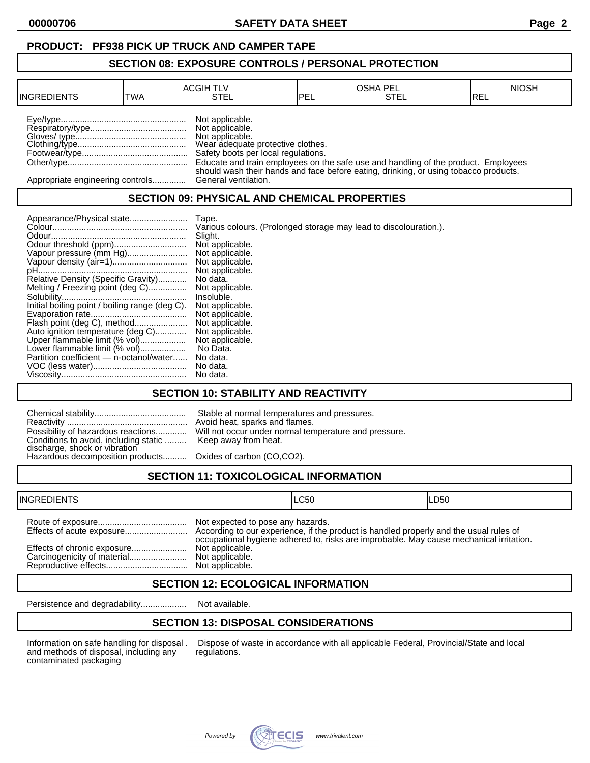**PRODUCT: PF938 PICK UP TRUCK AND CAMPER TAPE**

## SECTION 08: EXPOSURE CONTROLS / PERSONAL PROTECTION

| INGREDIENTS | ACGIH TLV TWA | ACGIH TLV STEL | OSHA PEL PEL | OSHA PEL STEL | NIOSH REL |
|---|---|---|---|---|---|

Eye/type.... Not applicable.
Respiratory/type.... Not applicable.
Gloves/ type.... Not applicable.
Clothing/type.... Wear adequate protective clothes.
Footwear/type.... Safety boots per local regulations.
Other/type.... Educate and train employees on the safe use and handling of the product. Employees should wash their hands and face before eating, drinking, or using tobacco products.
Appropriate engineering controls.... General ventilation.

## SECTION 09: PHYSICAL AND CHEMICAL PROPERTIES

Appearance/Physical state.... Tape.
Colour.... Various colours. (Prolonged storage may lead to discolouration.).
Odour.... Slight.
Odour threshold (ppm).... Not applicable.
Vapour pressure (mm Hg).... Not applicable.
Vapour density (air=1).... Not applicable.
pH.... Not applicable.
Relative Density (Specific Gravity).... No data.
Melting / Freezing point (deg C).... Not applicable.
Solubility.... Insoluble.
Initial boiling point / boiling range (deg C). Not applicable.
Evaporation rate.... Not applicable.
Flash point (deg C), method.... Not applicable.
Auto ignition temperature (deg C).... Not applicable.
Upper flammable limit (% vol).... Not applicable.
Lower flammable limit (% vol).... No Data.
Partition coefficient — n-octanol/water.... No data.
VOC (less water).... No data.
Viscosity.... No data.

## SECTION 10: STABILITY AND REACTIVITY

Chemical stability.... Stable at normal temperatures and pressures.
Reactivity .... Avoid heat, sparks and flames.
Possibility of hazardous reactions.... Will not occur under normal temperature and pressure.
Conditions to avoid, including static discharge, shock or vibration .... Keep away from heat.
Hazardous decomposition products.... Oxides of carbon (CO,CO2).

## SECTION 11: TOXICOLOGICAL INFORMATION

| INGREDIENTS | LC50 | LD50 |
|---|---|---|

Route of exposure.... Not expected to pose any hazards.
Effects of acute exposure.... According to our experience, if the product is handled properly and the usual rules of occupational hygiene adhered to, risks are improbable. May cause mechanical irritation.
Effects of chronic exposure.... Not applicable.
Carcinogenicity of material.... Not applicable.
Reproductive effects.... Not applicable.

## SECTION 12: ECOLOGICAL INFORMATION

Persistence and degradability.... Not available.

## SECTION 13: DISPOSAL CONSIDERATIONS

Information on safe handling for disposal and methods of disposal, including any contaminated packaging . Dispose of waste in accordance with all applicable Federal, Provincial/State and local regulations.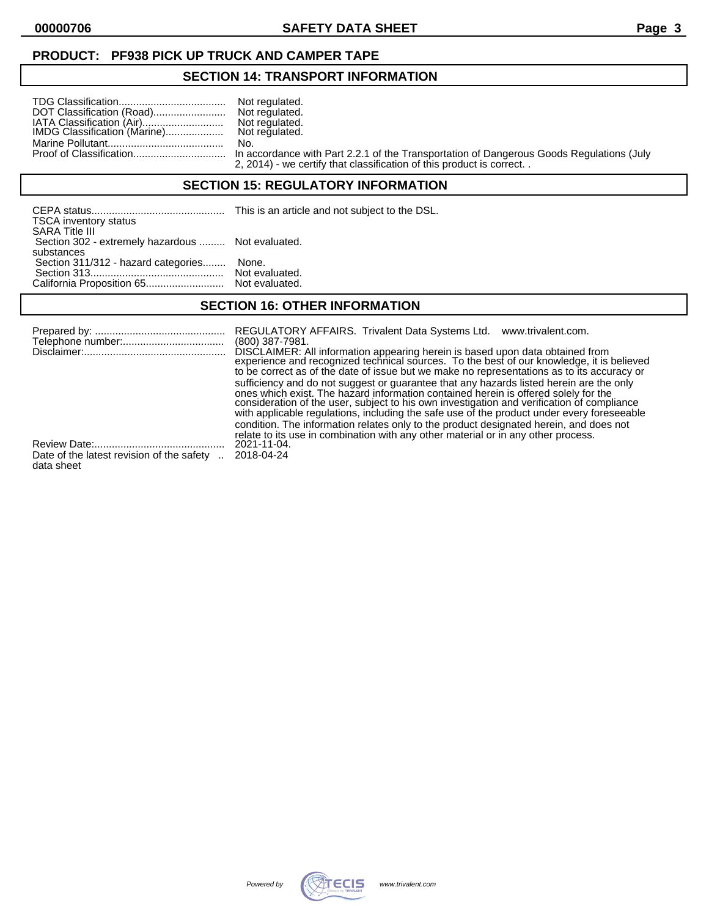**PRODUCT: PF938 PICK UP TRUCK AND CAMPER TAPE**

## SECTION 14: TRANSPORT INFORMATION

TDG Classification.................................... Not regulated.
DOT Classification (Road)......................... Not regulated.
IATA Classification (Air)............................ Not regulated.
IMDG Classification (Marine).................... Not regulated.
Marine Pollutant........................................ No.
Proof of Classification................................ In accordance with Part 2.2.1 of the Transportation of Dangerous Goods Regulations (July 2, 2014) - we certify that classification of this product is correct. .

## SECTION 15: REGULATORY INFORMATION

CEPA status.............................................. This is an article and not subject to the DSL.
TSCA inventory status
SARA Title III
Section 302 - extremely hazardous substances ......... Not evaluated.
Section 311/312 - hazard categories........ None.
Section 313............................................. Not evaluated.
California Proposition 65........................... Not evaluated.

## SECTION 16: OTHER INFORMATION

Prepared by: ............................................ REGULATORY AFFAIRS. Trivalent Data Systems Ltd. www.trivalent.com.
Telephone number:.................................... (800) 387-7981.
Disclaimer:................................................. DISCLAIMER: All information appearing herein is based upon data obtained from experience and recognized technical sources. To the best of our knowledge, it is believed to be correct as of the date of issue but we make no representations as to its accuracy or sufficiency and do not suggest or guarantee that any hazards listed herein are the only ones which exist. The hazard information contained herein is offered solely for the consideration of the user, subject to his own investigation and verification of compliance with applicable regulations, including the safe use of the product under every foreseeable condition. The information relates only to the product designated herein, and does not relate to its use in combination with any other material or in any other process.
Review Date:............................................. 2021-11-04.
Date of the latest revision of the safety data sheet .. 2018-04-24